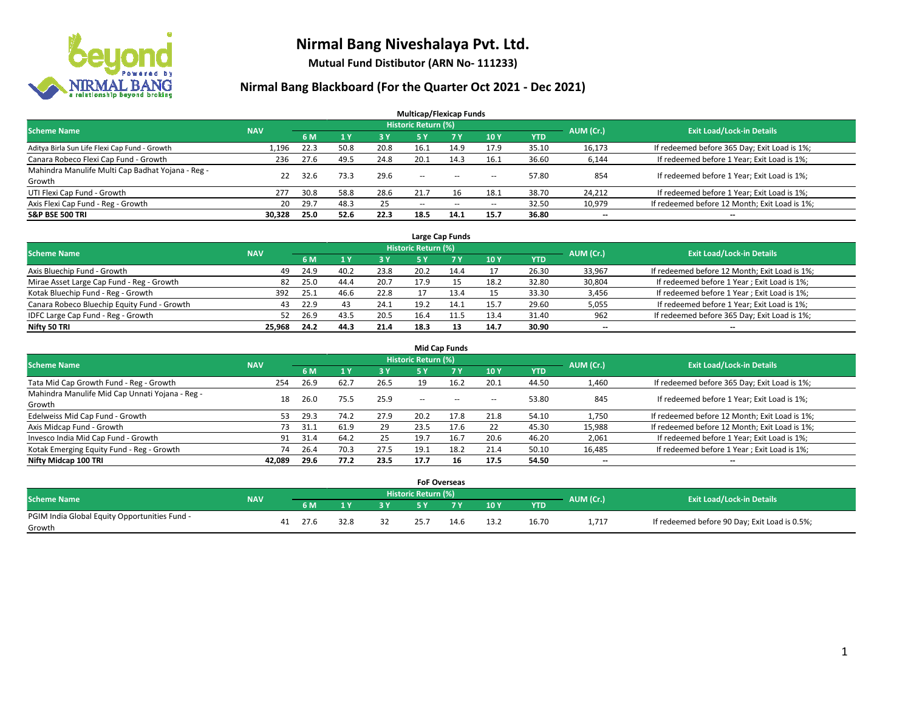# Nirmal Bang Niveshalaya Pvt. Ltd.

**Mutual Fund Distibutor (ARN No- 111233)**

## Nirmal Bang Blackboard (For the Quarter Oct 2021 - Dec 2021)

### Multicap/Flexicap Funds

| Scheme Name | NAV | Historic Return (%) | | | | | | | AUM (Cr.) | Exit Load/Lock-in Details |
|---|---|---|---|---|---|---|---|---|---|---|
| | | 6 M | 1 Y | 3 Y | 5 Y | 7 Y | 10 Y | YTD | | |
| Aditya Birla Sun Life Flexi Cap Fund - Growth | 1,196 | 22.3 | 50.8 | 20.8 | 16.1 | 14.9 | 17.9 | 35.10 | 16,173 | If redeemed before 365 Day; Exit Load is 1%; |
| Canara Robeco Flexi Cap Fund - Growth | 236 | 27.6 | 49.5 | 24.8 | 20.1 | 14.3 | 16.1 | 36.60 | 6,144 | If redeemed before 1 Year; Exit Load is 1%; |
| Mahindra Manulife Multi Cap Badhat Yojana - Reg - Growth | 22 | 32.6 | 73.3 | 29.6 | -- | -- | -- | 57.80 | 854 | If redeemed before 1 Year; Exit Load is 1%; |
| UTI Flexi Cap Fund - Growth | 277 | 30.8 | 58.8 | 28.6 | 21.7 | 16 | 18.1 | 38.70 | 24,212 | If redeemed before 1 Year; Exit Load is 1%; |
| Axis Flexi Cap Fund - Reg - Growth | 20 | 29.7 | 48.3 | 25 | -- | -- | -- | 32.50 | 10,979 | If redeemed before 12 Month; Exit Load is 1%; |
| **S&P BSE 500 TRI** | **30,328** | **25.0** | **52.6** | **22.3** | **18.5** | **14.1** | **15.7** | **36.80** | **--** | **--** |

### Large Cap Funds

| Scheme Name | NAV | Historic Return (%) | | | | | | | AUM (Cr.) | Exit Load/Lock-in Details |
|---|---|---|---|---|---|---|---|---|---|---|
| | | 6 M | 1 Y | 3 Y | 5 Y | 7 Y | 10 Y | YTD | | |
| Axis Bluechip Fund - Growth | 49 | 24.9 | 40.2 | 23.8 | 20.2 | 14.4 | 17 | 26.30 | 33,967 | If redeemed before 12 Month; Exit Load is 1%; |
| Mirae Asset Large Cap Fund - Reg - Growth | 82 | 25.0 | 44.4 | 20.7 | 17.9 | 15 | 18.2 | 32.80 | 30,804 | If redeemed before 1 Year ; Exit Load is 1%; |
| Kotak Bluechip Fund - Reg - Growth | 392 | 25.1 | 46.6 | 22.8 | 17 | 13.4 | 15 | 33.30 | 3,456 | If redeemed before 1 Year ; Exit Load is 1%; |
| Canara Robeco Bluechip Equity Fund - Growth | 43 | 22.9 | 43 | 24.1 | 19.2 | 14.1 | 15.7 | 29.60 | 5,055 | If redeemed before 1 Year; Exit Load is 1%; |
| IDFC Large Cap Fund - Reg - Growth | 52 | 26.9 | 43.5 | 20.5 | 16.4 | 11.5 | 13.4 | 31.40 | 962 | If redeemed before 365 Day; Exit Load is 1%; |
| **Nifty 50 TRI** | **25,968** | **24.2** | **44.3** | **21.4** | **18.3** | **13** | **14.7** | **30.90** | **--** | **--** |

### Mid Cap Funds

| Scheme Name | NAV | Historic Return (%) | | | | | | | AUM (Cr.) | Exit Load/Lock-in Details |
|---|---|---|---|---|---|---|---|---|---|---|
| | | 6 M | 1 Y | 3 Y | 5 Y | 7 Y | 10 Y | YTD | | |
| Tata Mid Cap Growth Fund - Reg - Growth | 254 | 26.9 | 62.7 | 26.5 | 19 | 16.2 | 20.1 | 44.50 | 1,460 | If redeemed before 365 Day; Exit Load is 1%; |
| Mahindra Manulife Mid Cap Unnati Yojana - Reg - Growth | 18 | 26.0 | 75.5 | 25.9 | -- | -- | -- | 53.80 | 845 | If redeemed before 1 Year; Exit Load is 1%; |
| Edelweiss Mid Cap Fund - Growth | 53 | 29.3 | 74.2 | 27.9 | 20.2 | 17.8 | 21.8 | 54.10 | 1,750 | If redeemed before 12 Month; Exit Load is 1%; |
| Axis Midcap Fund - Growth | 73 | 31.1 | 61.9 | 29 | 23.5 | 17.6 | 22 | 45.30 | 15,988 | If redeemed before 12 Month; Exit Load is 1%; |
| Invesco India Mid Cap Fund - Growth | 91 | 31.4 | 64.2 | 25 | 19.7 | 16.7 | 20.6 | 46.20 | 2,061 | If redeemed before 1 Year; Exit Load is 1%; |
| Kotak Emerging Equity Fund - Reg - Growth | 74 | 26.4 | 70.3 | 27.5 | 19.1 | 18.2 | 21.4 | 50.10 | 16,485 | If redeemed before 1 Year ; Exit Load is 1%; |
| **Nifty Midcap 100 TRI** | **42,089** | **29.6** | **77.2** | **23.5** | **17.7** | **16** | **17.5** | **54.50** | **--** | **--** |

### FoF Overseas

| Scheme Name | NAV | Historic Return (%) | | | | | | | AUM (Cr.) | Exit Load/Lock-in Details |
|---|---|---|---|---|---|---|---|---|---|---|
| | | 6 M | 1 Y | 3 Y | 5 Y | 7 Y | 10 Y | YTD | | |
| PGIM India Global Equity Opportunities Fund - Growth | 41 | 27.6 | 32.8 | 32 | 25.7 | 14.6 | 13.2 | 16.70 | 1,717 | If redeemed before 90 Day; Exit Load is 0.5%; |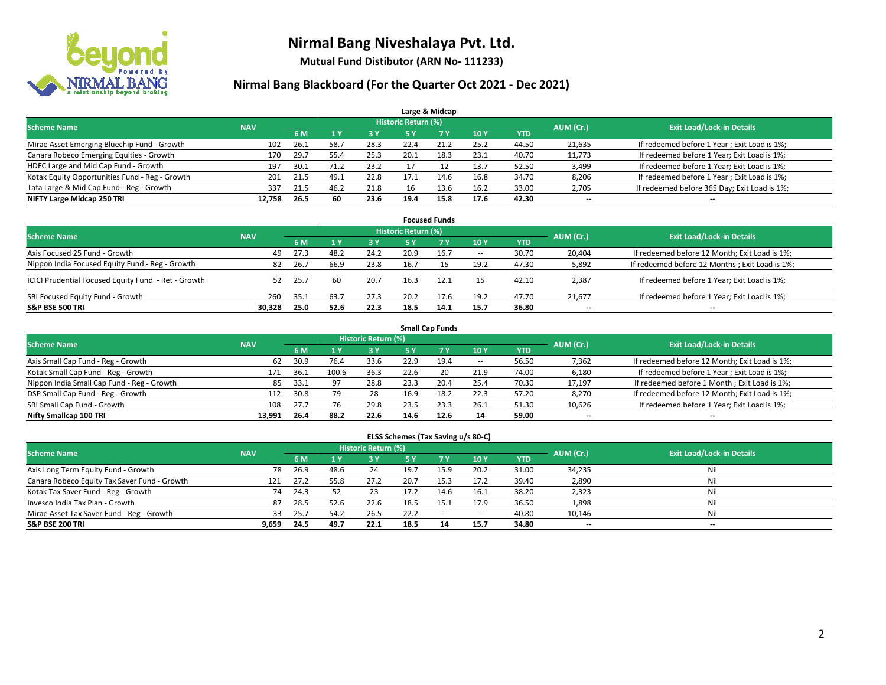# Nirmal Bang Niveshalaya Pvt. Ltd.

**Mutual Fund Distibutor (ARN No- 111233)**

## Nirmal Bang Blackboard (For the Quarter Oct 2021 - Dec 2021)

### Large & Midcap

| Scheme Name | NAV | Historic Return (%) | | | | | | | AUM (Cr.) | Exit Load/Lock-in Details |
|---|---|---|---|---|---|---|---|---|---|---|
| | | 6 M | 1 Y | 3 Y | 5 Y | 7 Y | 10 Y | YTD | | |
| Mirae Asset Emerging Bluechip Fund - Growth | 102 | 26.1 | 58.7 | 28.3 | 22.4 | 21.2 | 25.2 | 44.50 | 21,635 | If redeemed before 1 Year ; Exit Load is 1%; |
| Canara Robeco Emerging Equities - Growth | 170 | 29.7 | 55.4 | 25.3 | 20.1 | 18.3 | 23.1 | 40.70 | 11,773 | If redeemed before 1 Year; Exit Load is 1%; |
| HDFC Large and Mid Cap Fund - Growth | 197 | 30.1 | 71.2 | 23.2 | 17 | 12 | 13.7 | 52.50 | 3,499 | If redeemed before 1 Year; Exit Load is 1%; |
| Kotak Equity Opportunities Fund - Reg - Growth | 201 | 21.5 | 49.1 | 22.8 | 17.1 | 14.6 | 16.8 | 34.70 | 8,206 | If redeemed before 1 Year ; Exit Load is 1%; |
| Tata Large & Mid Cap Fund - Reg - Growth | 337 | 21.5 | 46.2 | 21.8 | 16 | 13.6 | 16.2 | 33.00 | 2,705 | If redeemed before 365 Day; Exit Load is 1%; |
| **NIFTY Large Midcap 250 TRI** | **12,758** | **26.5** | **60** | **23.6** | **19.4** | **15.8** | **17.6** | **42.30** | **--** | **--** |

### Focused Funds

| Scheme Name | NAV | Historic Return (%) | | | | | | | AUM (Cr.) | Exit Load/Lock-in Details |
|---|---|---|---|---|---|---|---|---|---|---|
| | | 6 M | 1 Y | 3 Y | 5 Y | 7 Y | 10 Y | YTD | | |
| Axis Focused 25 Fund - Growth | 49 | 27.3 | 48.2 | 24.2 | 20.9 | 16.7 | -- | 30.70 | 20,404 | If redeemed before 12 Month; Exit Load is 1%; |
| Nippon India Focused Equity Fund - Reg - Growth | 82 | 26.7 | 66.9 | 23.8 | 16.7 | 15 | 19.2 | 47.30 | 5,892 | If redeemed before 12 Months ; Exit Load is 1%; |
| ICICI Prudential Focused Equity Fund - Ret - Growth | 52 | 25.7 | 60 | 20.7 | 16.3 | 12.1 | 15 | 42.10 | 2,387 | If redeemed before 1 Year; Exit Load is 1%; |
| SBI Focused Equity Fund - Growth | 260 | 35.1 | 63.7 | 27.3 | 20.2 | 17.6 | 19.2 | 47.70 | 21,677 | If redeemed before 1 Year; Exit Load is 1%; |
| **S&P BSE 500 TRI** | **30,328** | **25.0** | **52.6** | **22.3** | **18.5** | **14.1** | **15.7** | **36.80** | **--** | **--** |

### Small Cap Funds

| Scheme Name | NAV | Historic Return (%) | | | | | | | AUM (Cr.) | Exit Load/Lock-in Details |
|---|---|---|---|---|---|---|---|---|---|---|
| | | 6 M | 1 Y | 3 Y | 5 Y | 7 Y | 10 Y | YTD | | |
| Axis Small Cap Fund - Reg - Growth | 62 | 30.9 | 76.4 | 33.6 | 22.9 | 19.4 | -- | 56.50 | 7,362 | If redeemed before 12 Month; Exit Load is 1%; |
| Kotak Small Cap Fund - Reg - Growth | 171 | 36.1 | 100.6 | 36.3 | 22.6 | 20 | 21.9 | 74.00 | 6,180 | If redeemed before 1 Year ; Exit Load is 1%; |
| Nippon India Small Cap Fund - Reg - Growth | 85 | 33.1 | 97 | 28.8 | 23.3 | 20.4 | 25.4 | 70.30 | 17,197 | If redeemed before 1 Month ; Exit Load is 1%; |
| DSP Small Cap Fund - Reg - Growth | 112 | 30.8 | 79 | 28 | 16.9 | 18.2 | 22.3 | 57.20 | 8,270 | If redeemed before 12 Month; Exit Load is 1%; |
| SBI Small Cap Fund - Growth | 108 | 27.7 | 76 | 29.8 | 23.5 | 23.3 | 26.1 | 51.30 | 10,626 | If redeemed before 1 Year; Exit Load is 1%; |
| **Nifty Smallcap 100 TRI** | **13,991** | **26.4** | **88.2** | **22.6** | **14.6** | **12.6** | **14** | **59.00** | **--** | **--** |

### ELSS Schemes (Tax Saving u/s 80-C)

| Scheme Name | NAV | Historic Return (%) | | | | | | | AUM (Cr.) | Exit Load/Lock-in Details |
|---|---|---|---|---|---|---|---|---|---|---|
| | | 6 M | 1 Y | 3 Y | 5 Y | 7 Y | 10 Y | YTD | | |
| Axis Long Term Equity Fund - Growth | 78 | 26.9 | 48.6 | 24 | 19.7 | 15.9 | 20.2 | 31.00 | 34,235 | Nil |
| Canara Robeco Equity Tax Saver Fund - Growth | 121 | 27.2 | 55.8 | 27.2 | 20.7 | 15.3 | 17.2 | 39.40 | 2,890 | Nil |
| Kotak Tax Saver Fund - Reg - Growth | 74 | 24.3 | 52 | 23 | 17.2 | 14.6 | 16.1 | 38.20 | 2,323 | Nil |
| Invesco India Tax Plan - Growth | 87 | 28.5 | 52.6 | 22.6 | 18.5 | 15.1 | 17.9 | 36.50 | 1,898 | Nil |
| Mirae Asset Tax Saver Fund - Reg - Growth | 33 | 25.7 | 54.2 | 26.5 | 22.2 | -- | -- | 40.80 | 10,146 | Nil |
| **S&P BSE 200 TRI** | **9,659** | **24.5** | **49.7** | **22.1** | **18.5** | **14** | **15.7** | **34.80** | **--** | **--** |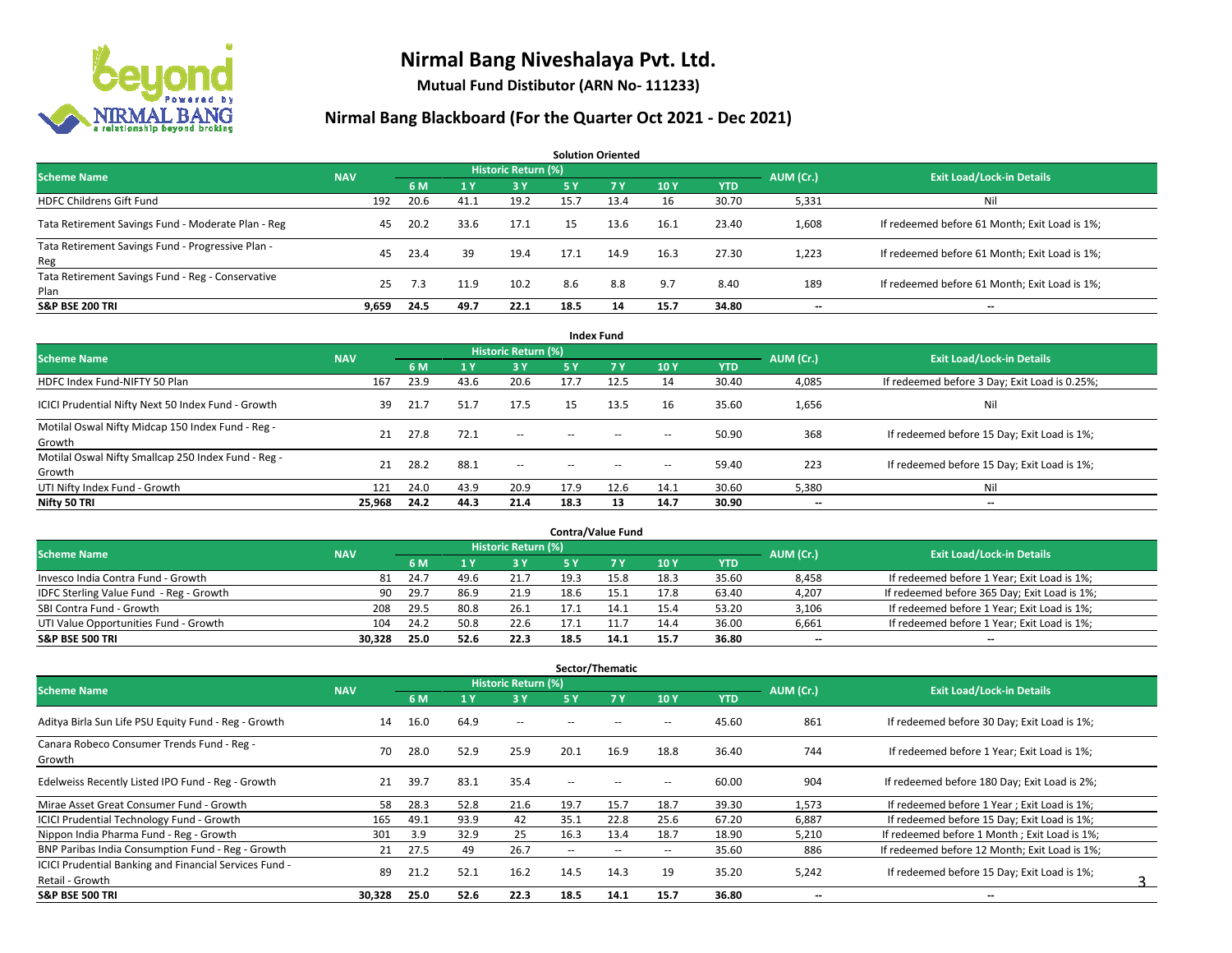# Nirmal Bang Niveshalaya Pvt. Ltd.

**Mutual Fund Distibutor (ARN No- 111233)**

## Nirmal Bang Blackboard (For the Quarter Oct 2021 - Dec 2021)

### Solution Oriented

| Scheme Name | NAV | Historic Return (%) | | | | | | | AUM (Cr.) | Exit Load/Lock-in Details |
|---|---|---|---|---|---|---|---|---|---|---|
| | | 6 M | 1 Y | 3 Y | 5 Y | 7 Y | 10 Y | YTD | | |
| HDFC Childrens Gift Fund | 192 | 20.6 | 41.1 | 19.2 | 15.7 | 13.4 | 16 | 30.70 | 5,331 | Nil |
| Tata Retirement Savings Fund - Moderate Plan - Reg | 45 | 20.2 | 33.6 | 17.1 | 15 | 13.6 | 16.1 | 23.40 | 1,608 | If redeemed before 61 Month; Exit Load is 1%; |
| Tata Retirement Savings Fund - Progressive Plan - Reg | 45 | 23.4 | 39 | 19.4 | 17.1 | 14.9 | 16.3 | 27.30 | 1,223 | If redeemed before 61 Month; Exit Load is 1%; |
| Tata Retirement Savings Fund - Reg - Conservative Plan | 25 | 7.3 | 11.9 | 10.2 | 8.6 | 8.8 | 9.7 | 8.40 | 189 | If redeemed before 61 Month; Exit Load is 1%; |
| **S&P BSE 200 TRI** | **9,659** | **24.5** | **49.7** | **22.1** | **18.5** | **14** | **15.7** | **34.80** | **--** | **--** |

### Index Fund

| Scheme Name | NAV | Historic Return (%) | | | | | | | AUM (Cr.) | Exit Load/Lock-in Details |
|---|---|---|---|---|---|---|---|---|---|---|
| | | 6 M | 1 Y | 3 Y | 5 Y | 7 Y | 10 Y | YTD | | |
| HDFC Index Fund-NIFTY 50 Plan | 167 | 23.9 | 43.6 | 20.6 | 17.7 | 12.5 | 14 | 30.40 | 4,085 | If redeemed before 3 Day; Exit Load is 0.25%; |
| ICICI Prudential Nifty Next 50 Index Fund - Growth | 39 | 21.7 | 51.7 | 17.5 | 15 | 13.5 | 16 | 35.60 | 1,656 | Nil |
| Motilal Oswal Nifty Midcap 150 Index Fund - Reg - Growth | 21 | 27.8 | 72.1 | -- | -- | -- | -- | 50.90 | 368 | If redeemed before 15 Day; Exit Load is 1%; |
| Motilal Oswal Nifty Smallcap 250 Index Fund - Reg - Growth | 21 | 28.2 | 88.1 | -- | -- | -- | -- | 59.40 | 223 | If redeemed before 15 Day; Exit Load is 1%; |
| UTI Nifty Index Fund - Growth | 121 | 24.0 | 43.9 | 20.9 | 17.9 | 12.6 | 14.1 | 30.60 | 5,380 | Nil |
| **Nifty 50 TRI** | **25,968** | **24.2** | **44.3** | **21.4** | **18.3** | **13** | **14.7** | **30.90** | **--** | **--** |

### Contra/Value Fund

| Scheme Name | NAV | Historic Return (%) | | | | | | | AUM (Cr.) | Exit Load/Lock-in Details |
|---|---|---|---|---|---|---|---|---|---|---|
| | | 6 M | 1 Y | 3 Y | 5 Y | 7 Y | 10 Y | YTD | | |
| Invesco India Contra Fund - Growth | 81 | 24.7 | 49.6 | 21.7 | 19.3 | 15.8 | 18.3 | 35.60 | 8,458 | If redeemed before 1 Year; Exit Load is 1%; |
| IDFC Sterling Value Fund - Reg - Growth | 90 | 29.7 | 86.9 | 21.9 | 18.6 | 15.1 | 17.8 | 63.40 | 4,207 | If redeemed before 365 Day; Exit Load is 1%; |
| SBI Contra Fund - Growth | 208 | 29.5 | 80.8 | 26.1 | 17.1 | 14.1 | 15.4 | 53.20 | 3,106 | If redeemed before 1 Year; Exit Load is 1%; |
| UTI Value Opportunities Fund - Growth | 104 | 24.2 | 50.8 | 22.6 | 17.1 | 11.7 | 14.4 | 36.00 | 6,661 | If redeemed before 1 Year; Exit Load is 1%; |
| **S&P BSE 500 TRI** | **30,328** | **25.0** | **52.6** | **22.3** | **18.5** | **14.1** | **15.7** | **36.80** | **--** | **--** |

### Sector/Thematic

| Scheme Name | NAV | Historic Return (%) | | | | | | | AUM (Cr.) | Exit Load/Lock-in Details |
|---|---|---|---|---|---|---|---|---|---|---|
| | | 6 M | 1 Y | 3 Y | 5 Y | 7 Y | 10 Y | YTD | | |
| Aditya Birla Sun Life PSU Equity Fund - Reg - Growth | 14 | 16.0 | 64.9 | -- | -- | -- | -- | 45.60 | 861 | If redeemed before 30 Day; Exit Load is 1%; |
| Canara Robeco Consumer Trends Fund - Reg - Growth | 70 | 28.0 | 52.9 | 25.9 | 20.1 | 16.9 | 18.8 | 36.40 | 744 | If redeemed before 1 Year; Exit Load is 1%; |
| Edelweiss Recently Listed IPO Fund - Reg - Growth | 21 | 39.7 | 83.1 | 35.4 | -- | -- | -- | 60.00 | 904 | If redeemed before 180 Day; Exit Load is 2%; |
| Mirae Asset Great Consumer Fund - Growth | 58 | 28.3 | 52.8 | 21.6 | 19.7 | 15.7 | 18.7 | 39.30 | 1,573 | If redeemed before 1 Year ; Exit Load is 1%; |
| ICICI Prudential Technology Fund - Growth | 165 | 49.1 | 93.9 | 42 | 35.1 | 22.8 | 25.6 | 67.20 | 6,887 | If redeemed before 15 Day; Exit Load is 1%; |
| Nippon India Pharma Fund - Reg - Growth | 301 | 3.9 | 32.9 | 25 | 16.3 | 13.4 | 18.7 | 18.90 | 5,210 | If redeemed before 1 Month ; Exit Load is 1%; |
| BNP Paribas India Consumption Fund - Reg - Growth | 21 | 27.5 | 49 | 26.7 | -- | -- | -- | 35.60 | 886 | If redeemed before 12 Month; Exit Load is 1%; |
| ICICI Prudential Banking and Financial Services Fund - Retail - Growth | 89 | 21.2 | 52.1 | 16.2 | 14.5 | 14.3 | 19 | 35.20 | 5,242 | If redeemed before 15 Day; Exit Load is 1%; |
| **S&P BSE 500 TRI** | **30,328** | **25.0** | **52.6** | **22.3** | **18.5** | **14.1** | **15.7** | **36.80** | **--** | **--** |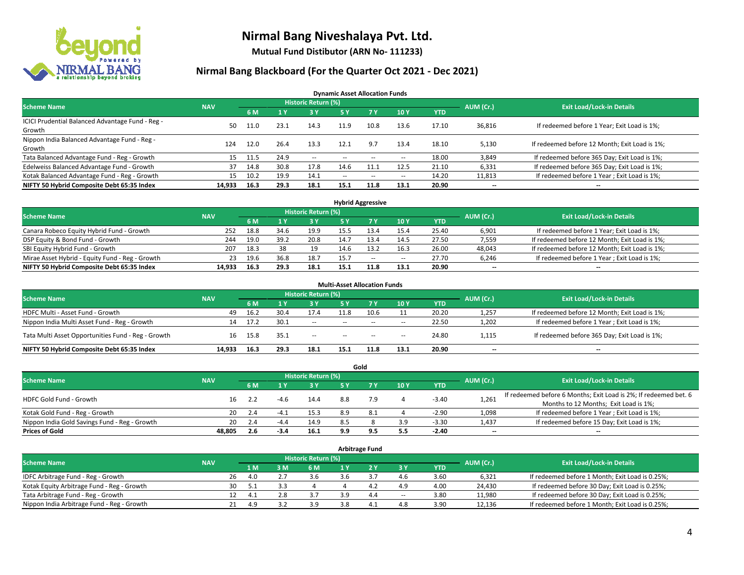# Nirmal Bang Niveshalaya Pvt. Ltd.

**Mutual Fund Distibutor (ARN No- 111233)**

## Nirmal Bang Blackboard (For the Quarter Oct 2021 - Dec 2021)

### Dynamic Asset Allocation Funds

| Scheme Name | NAV | Historic Return (%) | | | | | | | AUM (Cr.) | Exit Load/Lock-in Details |
|---|---|---|---|---|---|---|---|---|---|---|
| | | 6 M | 1 Y | 3 Y | 5 Y | 7 Y | 10 Y | YTD | | |
| ICICI Prudential Balanced Advantage Fund - Reg - Growth | 50 | 11.0 | 23.1 | 14.3 | 11.9 | 10.8 | 13.6 | 17.10 | 36,816 | If redeemed before 1 Year; Exit Load is 1%; |
| Nippon India Balanced Advantage Fund - Reg - Growth | 124 | 12.0 | 26.4 | 13.3 | 12.1 | 9.7 | 13.4 | 18.10 | 5,130 | If redeemed before 12 Month; Exit Load is 1%; |
| Tata Balanced Advantage Fund - Reg - Growth | 15 | 11.5 | 24.9 | -- | -- | -- | -- | 18.00 | 3,849 | If redeemed before 365 Day; Exit Load is 1%; |
| Edelweiss Balanced Advantage Fund - Growth | 37 | 14.8 | 30.8 | 17.8 | 14.6 | 11.1 | 12.5 | 21.10 | 6,331 | If redeemed before 365 Day; Exit Load is 1%; |
| Kotak Balanced Advantage Fund - Reg - Growth | 15 | 10.2 | 19.9 | 14.1 | -- | -- | -- | 14.20 | 11,813 | If redeemed before 1 Year ; Exit Load is 1%; |
| **NIFTY 50 Hybrid Composite Debt 65:35 Index** | **14,933** | **16.3** | **29.3** | **18.1** | **15.1** | **11.8** | **13.1** | **20.90** | **--** | **--** |

### Hybrid Aggressive

| Scheme Name | NAV | Historic Return (%) | | | | | | | AUM (Cr.) | Exit Load/Lock-in Details |
|---|---|---|---|---|---|---|---|---|---|---|
| | | 6 M | 1 Y | 3 Y | 5 Y | 7 Y | 10 Y | YTD | | |
| Canara Robeco Equity Hybrid Fund - Growth | 252 | 18.8 | 34.6 | 19.9 | 15.5 | 13.4 | 15.4 | 25.40 | 6,901 | If redeemed before 1 Year; Exit Load is 1%; |
| DSP Equity & Bond Fund - Growth | 244 | 19.0 | 39.2 | 20.8 | 14.7 | 13.4 | 14.5 | 27.50 | 7,559 | If redeemed before 12 Month; Exit Load is 1%; |
| SBI Equity Hybrid Fund - Growth | 207 | 18.3 | 38 | 19 | 14.6 | 13.2 | 16.3 | 26.00 | 48,043 | If redeemed before 12 Month; Exit Load is 1%; |
| Mirae Asset Hybrid - Equity Fund - Reg - Growth | 23 | 19.6 | 36.8 | 18.7 | 15.7 | -- | -- | 27.70 | 6,246 | If redeemed before 1 Year ; Exit Load is 1%; |
| **NIFTY 50 Hybrid Composite Debt 65:35 Index** | **14,933** | **16.3** | **29.3** | **18.1** | **15.1** | **11.8** | **13.1** | **20.90** | **--** | **--** |

### Multi-Asset Allocation Funds

| Scheme Name | NAV | Historic Return (%) | | | | | | | AUM (Cr.) | Exit Load/Lock-in Details |
|---|---|---|---|---|---|---|---|---|---|---|
| | | 6 M | 1 Y | 3 Y | 5 Y | 7 Y | 10 Y | YTD | | |
| HDFC Multi - Asset Fund - Growth | 49 | 16.2 | 30.4 | 17.4 | 11.8 | 10.6 | 11 | 20.20 | 1,257 | If redeemed before 12 Month; Exit Load is 1%; |
| Nippon India Multi Asset Fund - Reg - Growth | 14 | 17.2 | 30.1 | -- | -- | -- | -- | 22.50 | 1,202 | If redeemed before 1 Year ; Exit Load is 1%; |
| Tata Multi Asset Opportunities Fund - Reg - Growth | 16 | 15.8 | 35.1 | -- | -- | -- | -- | 24.80 | 1,115 | If redeemed before 365 Day; Exit Load is 1%; |
| **NIFTY 50 Hybrid Composite Debt 65:35 Index** | **14,933** | **16.3** | **29.3** | **18.1** | **15.1** | **11.8** | **13.1** | **20.90** | **--** | **--** |

### Gold

| Scheme Name | NAV | Historic Return (%) | | | | | | | AUM (Cr.) | Exit Load/Lock-in Details |
|---|---|---|---|---|---|---|---|---|---|---|
| | | 6 M | 1 Y | 3 Y | 5 Y | 7 Y | 10 Y | YTD | | |
| HDFC Gold Fund - Growth | 16 | 2.2 | -4.6 | 14.4 | 8.8 | 7.9 | 4 | -3.40 | 1,261 | If redeemed before 6 Months; Exit Load is 2%; If redeemed bet. 6 Months to 12 Months; Exit Load is 1%; |
| Kotak Gold Fund - Reg - Growth | 20 | 2.4 | -4.1 | 15.3 | 8.9 | 8.1 | 4 | -2.90 | 1,098 | If redeemed before 1 Year ; Exit Load is 1%; |
| Nippon India Gold Savings Fund - Reg - Growth | 20 | 2.4 | -4.4 | 14.9 | 8.5 | 8 | 3.9 | -3.30 | 1,437 | If redeemed before 15 Day; Exit Load is 1%; |
| **Prices of Gold** | **48,805** | **2.6** | **-3.4** | **16.1** | **9.9** | **9.5** | **5.5** | **-2.40** | **--** | **--** |

### Arbitrage Fund

| Scheme Name | NAV | Historic Return (%) | | | | | | | AUM (Cr.) | Exit Load/Lock-in Details |
|---|---|---|---|---|---|---|---|---|---|---|
| | | 1 M | 3 M | 6 M | 1 Y | 2 Y | 3 Y | YTD | | |
| IDFC Arbitrage Fund - Reg - Growth | 26 | 4.0 | 2.7 | 3.6 | 3.6 | 3.7 | 4.6 | 3.60 | 6,321 | If redeemed before 1 Month; Exit Load is 0.25%; |
| Kotak Equity Arbitrage Fund - Reg - Growth | 30 | 5.1 | 3.3 | 4 | 4 | 4.2 | 4.9 | 4.00 | 24,430 | If redeemed before 30 Day; Exit Load is 0.25%; |
| Tata Arbitrage Fund - Reg - Growth | 12 | 4.1 | 2.8 | 3.7 | 3.9 | 4.4 | -- | 3.80 | 11,980 | If redeemed before 30 Day; Exit Load is 0.25%; |
| Nippon India Arbitrage Fund - Reg - Growth | 21 | 4.9 | 3.2 | 3.9 | 3.8 | 4.1 | 4.8 | 3.90 | 12,136 | If redeemed before 1 Month; Exit Load is 0.25%; |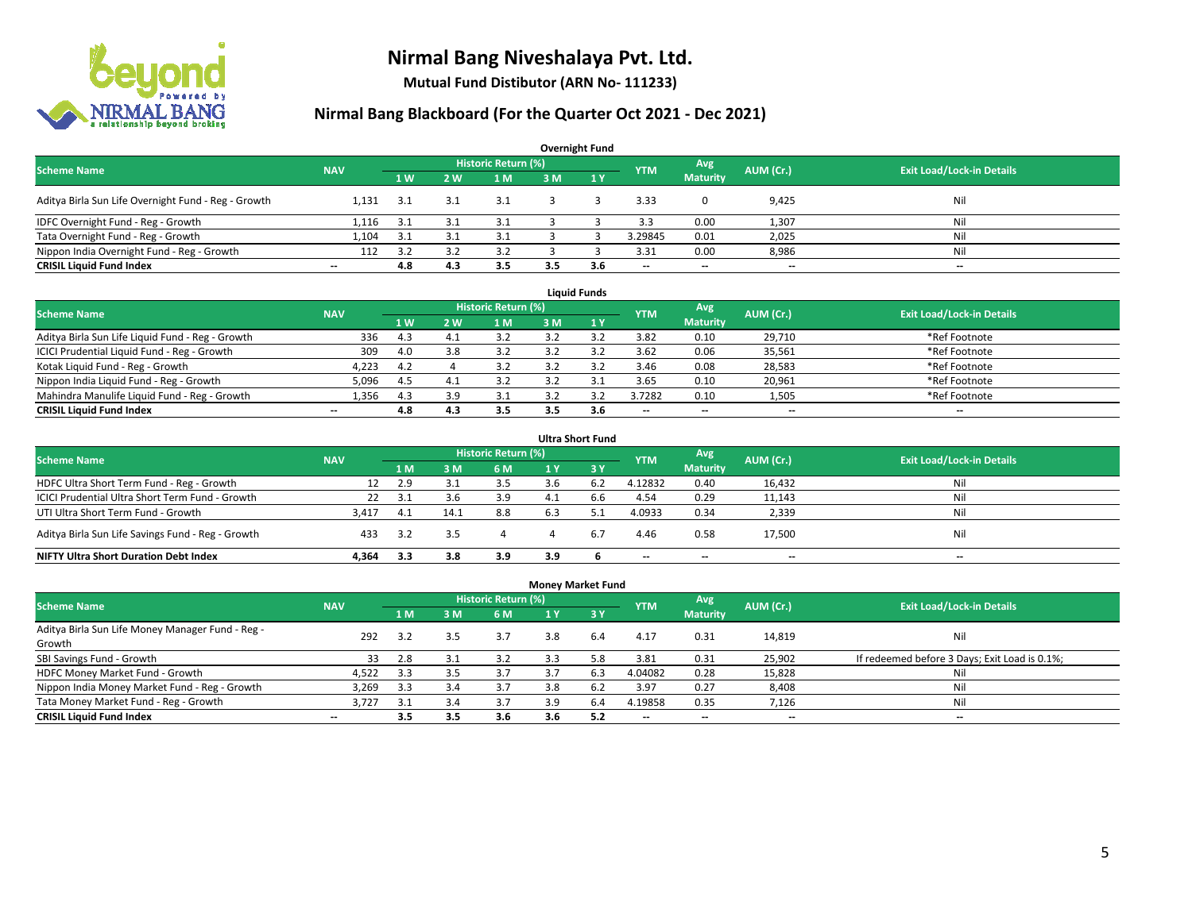# Nirmal Bang Niveshalaya Pvt. Ltd.

**Mutual Fund Distibutor (ARN No- 111233)**

## Nirmal Bang Blackboard (For the Quarter Oct 2021 - Dec 2021)

### Overnight Fund

| Scheme Name | NAV | Historic Return (%) | | | | | YTM | Avg Maturity | AUM (Cr.) | Exit Load/Lock-in Details |
|---|---|---|---|---|---|---|---|---|---|---|
| | | 1 W | 2 W | 1 M | 3 M | 1 Y | | | | |
| Aditya Birla Sun Life Overnight Fund - Reg - Growth | 1,131 | 3.1 | 3.1 | 3.1 | 3 | 3 | 3.33 | 0 | 9,425 | Nil |
| IDFC Overnight Fund - Reg - Growth | 1,116 | 3.1 | 3.1 | 3.1 | 3 | 3 | 3.3 | 0.00 | 1,307 | Nil |
| Tata Overnight Fund - Reg - Growth | 1,104 | 3.1 | 3.1 | 3.1 | 3 | 3 | 3.29845 | 0.01 | 2,025 | Nil |
| Nippon India Overnight Fund - Reg - Growth | 112 | 3.2 | 3.2 | 3.2 | 3 | 3 | 3.31 | 0.00 | 8,986 | Nil |
| **CRISIL Liquid Fund Index** | -- | **4.8** | **4.3** | **3.5** | **3.5** | **3.6** | -- | -- | -- | -- |

### Liquid Funds

| Scheme Name | NAV | Historic Return (%) | | | | | YTM | Avg Maturity | AUM (Cr.) | Exit Load/Lock-in Details |
|---|---|---|---|---|---|---|---|---|---|---|
| | | 1 W | 2 W | 1 M | 3 M | 1 Y | | | | |
| Aditya Birla Sun Life Liquid Fund - Reg - Growth | 336 | 4.3 | 4.1 | 3.2 | 3.2 | 3.2 | 3.82 | 0.10 | 29,710 | *Ref Footnote |
| ICICI Prudential Liquid Fund - Reg - Growth | 309 | 4.0 | 3.8 | 3.2 | 3.2 | 3.2 | 3.62 | 0.06 | 35,561 | *Ref Footnote |
| Kotak Liquid Fund - Reg - Growth | 4,223 | 4.2 | 4 | 3.2 | 3.2 | 3.2 | 3.46 | 0.08 | 28,583 | *Ref Footnote |
| Nippon India Liquid Fund - Reg - Growth | 5,096 | 4.5 | 4.1 | 3.2 | 3.2 | 3.1 | 3.65 | 0.10 | 20,961 | *Ref Footnote |
| Mahindra Manulife Liquid Fund - Reg - Growth | 1,356 | 4.3 | 3.9 | 3.1 | 3.2 | 3.2 | 3.7282 | 0.10 | 1,505 | *Ref Footnote |
| **CRISIL Liquid Fund Index** | -- | **4.8** | **4.3** | **3.5** | **3.5** | **3.6** | -- | -- | -- | -- |

### Ultra Short Fund

| Scheme Name | NAV | Historic Return (%) | | | | | YTM | Avg Maturity | AUM (Cr.) | Exit Load/Lock-in Details |
|---|---|---|---|---|---|---|---|---|---|---|
| | | 1 M | 3 M | 6 M | 1 Y | 3 Y | | | | |
| HDFC Ultra Short Term Fund - Reg - Growth | 12 | 2.9 | 3.1 | 3.5 | 3.6 | 6.2 | 4.12832 | 0.40 | 16,432 | Nil |
| ICICI Prudential Ultra Short Term Fund - Growth | 22 | 3.1 | 3.6 | 3.9 | 4.1 | 6.6 | 4.54 | 0.29 | 11,143 | Nil |
| UTI Ultra Short Term Fund - Growth | 3,417 | 4.1 | 14.1 | 8.8 | 6.3 | 5.1 | 4.0933 | 0.34 | 2,339 | Nil |
| Aditya Birla Sun Life Savings Fund - Reg - Growth | 433 | 3.2 | 3.5 | 4 | 4 | 6.7 | 4.46 | 0.58 | 17,500 | Nil |
| **NIFTY Ultra Short Duration Debt Index** | **4,364** | **3.3** | **3.8** | **3.9** | **3.9** | **6** | -- | -- | -- | -- |

### Money Market Fund

| Scheme Name | NAV | Historic Return (%) | | | | | YTM | Avg Maturity | AUM (Cr.) | Exit Load/Lock-in Details |
|---|---|---|---|---|---|---|---|---|---|---|
| | | 1 M | 3 M | 6 M | 1 Y | 3 Y | | | | |
| Aditya Birla Sun Life Money Manager Fund - Reg - Growth | 292 | 3.2 | 3.5 | 3.7 | 3.8 | 6.4 | 4.17 | 0.31 | 14,819 | Nil |
| SBI Savings Fund - Growth | 33 | 2.8 | 3.1 | 3.2 | 3.3 | 5.8 | 3.81 | 0.31 | 25,902 | If redeemed before 3 Days; Exit Load is 0.1%; |
| HDFC Money Market Fund - Growth | 4,522 | 3.3 | 3.5 | 3.7 | 3.7 | 6.3 | 4.04082 | 0.28 | 15,828 | Nil |
| Nippon India Money Market Fund - Reg - Growth | 3,269 | 3.3 | 3.4 | 3.7 | 3.8 | 6.2 | 3.97 | 0.27 | 8,408 | Nil |
| Tata Money Market Fund - Reg - Growth | 3,727 | 3.1 | 3.4 | 3.7 | 3.9 | 6.4 | 4.19858 | 0.35 | 7,126 | Nil |
| **CRISIL Liquid Fund Index** | -- | **3.5** | **3.5** | **3.6** | **3.6** | **5.2** | -- | -- | -- | -- |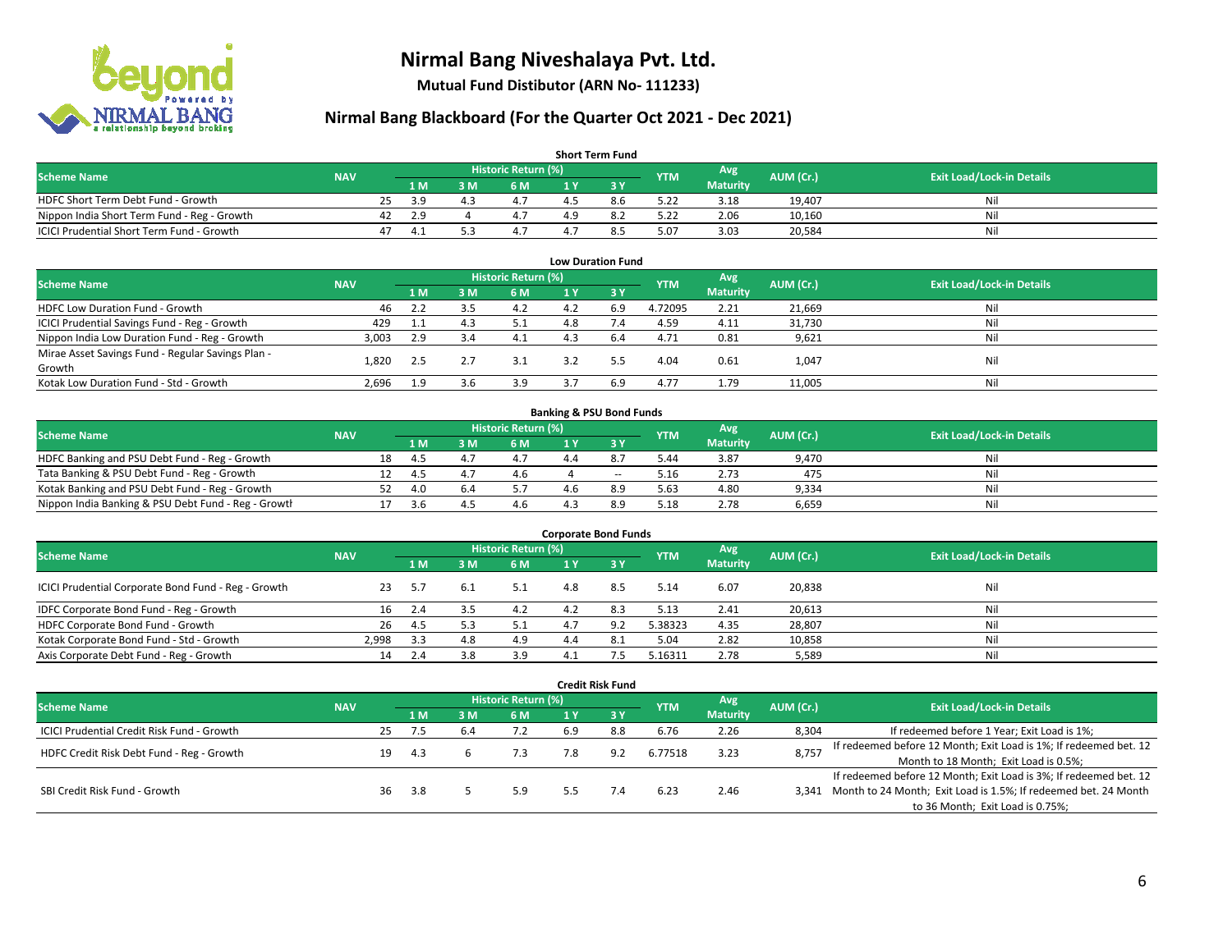# Nirmal Bang Niveshalaya Pvt. Ltd.

**Mutual Fund Distibutor (ARN No- 111233)**

## Nirmal Bang Blackboard (For the Quarter Oct 2021 - Dec 2021)

### Short Term Fund

| Scheme Name | NAV | Historic Return (%) | | | | | YTM | Avg Maturity | AUM (Cr.) | Exit Load/Lock-in Details |
|---|---|---|---|---|---|---|---|---|---|---|
| | | 1 M | 3 M | 6 M | 1 Y | 3 Y | | | | |
| HDFC Short Term Debt Fund - Growth | 25 | 3.9 | 4.3 | 4.7 | 4.5 | 8.6 | 5.22 | 3.18 | 19,407 | Nil |
| Nippon India Short Term Fund - Reg - Growth | 42 | 2.9 | 4 | 4.7 | 4.9 | 8.2 | 5.22 | 2.06 | 10,160 | Nil |
| ICICI Prudential Short Term Fund - Growth | 47 | 4.1 | 5.3 | 4.7 | 4.7 | 8.5 | 5.07 | 3.03 | 20,584 | Nil |

### Low Duration Fund

| Scheme Name | NAV | Historic Return (%) | | | | | YTM | Avg Maturity | AUM (Cr.) | Exit Load/Lock-in Details |
|---|---|---|---|---|---|---|---|---|---|---|
| | | 1 M | 3 M | 6 M | 1 Y | 3 Y | | | | |
| HDFC Low Duration Fund - Growth | 46 | 2.2 | 3.5 | 4.2 | 4.2 | 6.9 | 4.72095 | 2.21 | 21,669 | Nil |
| ICICI Prudential Savings Fund - Reg - Growth | 429 | 1.1 | 4.3 | 5.1 | 4.8 | 7.4 | 4.59 | 4.11 | 31,730 | Nil |
| Nippon India Low Duration Fund - Reg - Growth | 3,003 | 2.9 | 3.4 | 4.1 | 4.3 | 6.4 | 4.71 | 0.81 | 9,621 | Nil |
| Mirae Asset Savings Fund - Regular Savings Plan - Growth | 1,820 | 2.5 | 2.7 | 3.1 | 3.2 | 5.5 | 4.04 | 0.61 | 1,047 | Nil |
| Kotak Low Duration Fund - Std - Growth | 2,696 | 1.9 | 3.6 | 3.9 | 3.7 | 6.9 | 4.77 | 1.79 | 11,005 | Nil |

### Banking & PSU Bond Funds

| Scheme Name | NAV | Historic Return (%) | | | | | YTM | Avg Maturity | AUM (Cr.) | Exit Load/Lock-in Details |
|---|---|---|---|---|---|---|---|---|---|---|
| | | 1 M | 3 M | 6 M | 1 Y | 3 Y | | | | |
| HDFC Banking and PSU Debt Fund - Reg - Growth | 18 | 4.5 | 4.7 | 4.7 | 4.4 | 8.7 | 5.44 | 3.87 | 9,470 | Nil |
| Tata Banking & PSU Debt Fund - Reg - Growth | 12 | 4.5 | 4.7 | 4.6 | 4 | -- | 5.16 | 2.73 | 475 | Nil |
| Kotak Banking and PSU Debt Fund - Reg - Growth | 52 | 4.0 | 6.4 | 5.7 | 4.6 | 8.9 | 5.63 | 4.80 | 9,334 | Nil |
| Nippon India Banking & PSU Debt Fund - Reg - Growth | 17 | 3.6 | 4.5 | 4.6 | 4.3 | 8.9 | 5.18 | 2.78 | 6,659 | Nil |

### Corporate Bond Funds

| Scheme Name | NAV | Historic Return (%) | | | | | YTM | Avg Maturity | AUM (Cr.) | Exit Load/Lock-in Details |
|---|---|---|---|---|---|---|---|---|---|---|
| | | 1 M | 3 M | 6 M | 1 Y | 3 Y | | | | |
| ICICI Prudential Corporate Bond Fund - Reg - Growth | 23 | 5.7 | 6.1 | 5.1 | 4.8 | 8.5 | 5.14 | 6.07 | 20,838 | Nil |
| IDFC Corporate Bond Fund - Reg - Growth | 16 | 2.4 | 3.5 | 4.2 | 4.2 | 8.3 | 5.13 | 2.41 | 20,613 | Nil |
| HDFC Corporate Bond Fund - Growth | 26 | 4.5 | 5.3 | 5.1 | 4.7 | 9.2 | 5.38323 | 4.35 | 28,807 | Nil |
| Kotak Corporate Bond Fund - Std - Growth | 2,998 | 3.3 | 4.8 | 4.9 | 4.4 | 8.1 | 5.04 | 2.82 | 10,858 | Nil |
| Axis Corporate Debt Fund - Reg - Growth | 14 | 2.4 | 3.8 | 3.9 | 4.1 | 7.5 | 5.16311 | 2.78 | 5,589 | Nil |

### Credit Risk Fund

| Scheme Name | NAV | Historic Return (%) | | | | | YTM | Avg Maturity | AUM (Cr.) | Exit Load/Lock-in Details |
|---|---|---|---|---|---|---|---|---|---|---|
| | | 1 M | 3 M | 6 M | 1 Y | 3 Y | | | | |
| ICICI Prudential Credit Risk Fund - Growth | 25 | 7.5 | 6.4 | 7.2 | 6.9 | 8.8 | 6.76 | 2.26 | 8,304 | If redeemed before 1 Year; Exit Load is 1%; |
| HDFC Credit Risk Debt Fund - Reg - Growth | 19 | 4.3 | 6 | 7.3 | 7.8 | 9.2 | 6.77518 | 3.23 | 8,757 | If redeemed before 12 Month; Exit Load is 1%; If redeemed bet. 12 Month to 18 Month; Exit Load is 0.5%; |
| SBI Credit Risk Fund - Growth | 36 | 3.8 | 5 | 5.9 | 5.5 | 7.4 | 6.23 | 2.46 | 3,341 | If redeemed before 12 Month; Exit Load is 3%; If redeemed bet. 12 Month to 24 Month; Exit Load is 1.5%; If redeemed bet. 24 Month to 36 Month; Exit Load is 0.75%; |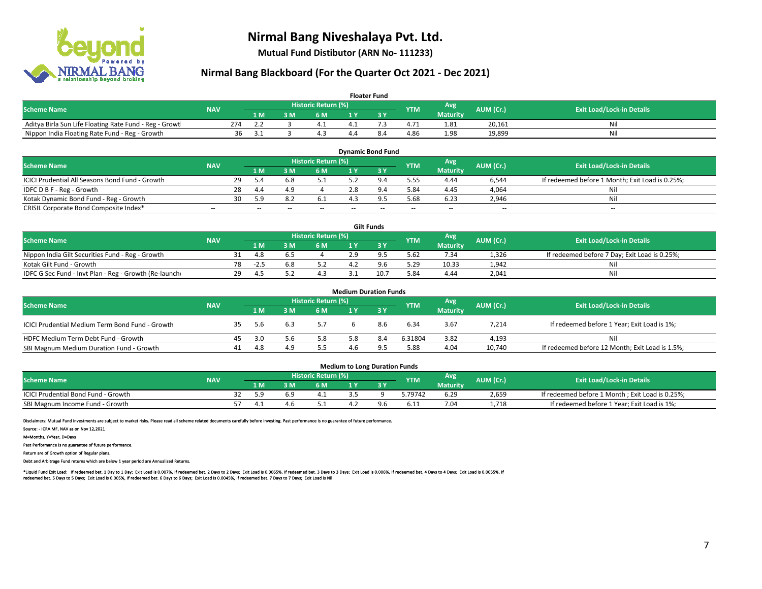# Nirmal Bang Niveshalaya Pvt. Ltd.

**Mutual Fund Distibutor (ARN No- 111233)**

## Nirmal Bang Blackboard (For the Quarter Oct 2021 - Dec 2021)

### Floater Fund

| Scheme Name | NAV | Historic Return (%) | | | | | YTM | Avg Maturity | AUM (Cr.) | Exit Load/Lock-in Details |
|---|---|---|---|---|---|---|---|---|---|---|
| | | 1 M | 3 M | 6 M | 1 Y | 3 Y | | | | |
| Aditya Birla Sun Life Floating Rate Fund - Reg - Growt | 274 | 2.2 | 3 | 4.1 | 4.1 | 7.3 | 4.71 | 1.81 | 20,161 | Nil |
| Nippon India Floating Rate Fund - Reg - Growth | 36 | 3.1 | 3 | 4.3 | 4.4 | 8.4 | 4.86 | 1.98 | 19,899 | Nil |

### Dynamic Bond Fund

| Scheme Name | NAV | Historic Return (%) | | | | | YTM | Avg Maturity | AUM (Cr.) | Exit Load/Lock-in Details |
|---|---|---|---|---|---|---|---|---|---|---|
| | | 1 M | 3 M | 6 M | 1 Y | 3 Y | | | | |
| ICICI Prudential All Seasons Bond Fund - Growth | 29 | 5.4 | 6.8 | 5.1 | 5.2 | 9.4 | 5.55 | 4.44 | 6,544 | If redeemed before 1 Month; Exit Load is 0.25%; |
| IDFC D B F - Reg - Growth | 28 | 4.4 | 4.9 | 4 | 2.8 | 9.4 | 5.84 | 4.45 | 4,064 | Nil |
| Kotak Dynamic Bond Fund - Reg - Growth | 30 | 5.9 | 8.2 | 6.1 | 4.3 | 9.5 | 5.68 | 6.23 | 2,946 | Nil |
| CRISIL Corporate Bond Composite Index* | -- | -- | -- | -- | -- | -- | -- | -- | -- | -- |

### Gilt Funds

| Scheme Name | NAV | Historic Return (%) | | | | | YTM | Avg Maturity | AUM (Cr.) | Exit Load/Lock-in Details |
|---|---|---|---|---|---|---|---|---|---|---|
| | | 1 M | 3 M | 6 M | 1 Y | 3 Y | | | | |
| Nippon India Gilt Securities Fund - Reg - Growth | 31 | 4.8 | 6.5 | 4 | 2.9 | 9.5 | 5.62 | 7.34 | 1,326 | If redeemed before 7 Day; Exit Load is 0.25%; |
| Kotak Gilt Fund - Growth | 78 | -2.5 | 6.8 | 5.2 | 4.2 | 9.6 | 5.29 | 10.33 | 1,942 | Nil |
| IDFC G Sec Fund - Invt Plan - Reg - Growth (Re-launch | 29 | 4.5 | 5.2 | 4.3 | 3.1 | 10.7 | 5.84 | 4.44 | 2,041 | Nil |

### Medium Duration Funds

| Scheme Name | NAV | Historic Return (%) | | | | | YTM | Avg Maturity | AUM (Cr.) | Exit Load/Lock-in Details |
|---|---|---|---|---|---|---|---|---|---|---|
| | | 1 M | 3 M | 6 M | 1 Y | 3 Y | | | | |
| ICICI Prudential Medium Term Bond Fund - Growth | 35 | 5.6 | 6.3 | 5.7 | 6 | 8.6 | 6.34 | 3.67 | 7,214 | If redeemed before 1 Year; Exit Load is 1%; |
| HDFC Medium Term Debt Fund - Growth | 45 | 3.0 | 5.6 | 5.8 | 5.8 | 8.4 | 6.31804 | 3.82 | 4,193 | Nil |
| SBI Magnum Medium Duration Fund - Growth | 41 | 4.8 | 4.9 | 5.5 | 4.6 | 9.5 | 5.88 | 4.04 | 10,740 | If redeemed before 12 Month; Exit Load is 1.5%; |

### Medium to Long Duration Funds

| Scheme Name | NAV | Historic Return (%) | | | | | YTM | Avg Maturity | AUM (Cr.) | Exit Load/Lock-in Details |
|---|---|---|---|---|---|---|---|---|---|---|
| | | 1 M | 3 M | 6 M | 1 Y | 3 Y | | | | |
| ICICI Prudential Bond Fund - Growth | 32 | 5.9 | 6.9 | 4.1 | 3.5 | 9 | 5.79742 | 6.29 | 2,659 | If redeemed before 1 Month ; Exit Load is 0.25%; |
| SBI Magnum Income Fund - Growth | 57 | 4.1 | 4.6 | 5.1 | 4.2 | 9.6 | 6.11 | 7.04 | 1,718 | If redeemed before 1 Year; Exit Load is 1%; |

Disclaimers: Mutual Fund investments are subject to market risks. Please read all scheme related documents carefully before investing. Past performance is no guarantee of future performance.

Source: - ICRA MF, NAV as on Nov 12,2021

M=Months, Y=Year, D=Days

Past Performance is no guarantee of future performance.

Return are of Growth option of Regular plans.

Debt and Arbitrage Fund returns which are below 1 year period are Annualized Returns.

*Liquid Fund Exit Load: If redeemed bet. 1 Day to 1 Day; Exit Load is 0.007%, If redeemed bet. 2 Days to 2 Days; Exit Load is 0.0065%, If redeemed bet. 3 Days to 3 Days; Exit Load is 0.006%, If redeemed bet. 4 Days to 4 Days; Exit Load is 0.0055%, If redeemed bet. 5 Days to 5 Days; Exit Load is 0.005%, If redeemed bet. 6 Days to 6 Days; Exit Load is 0.0045%, If redeemed bet. 7 Days to 7 Days; Exit Load is Nil